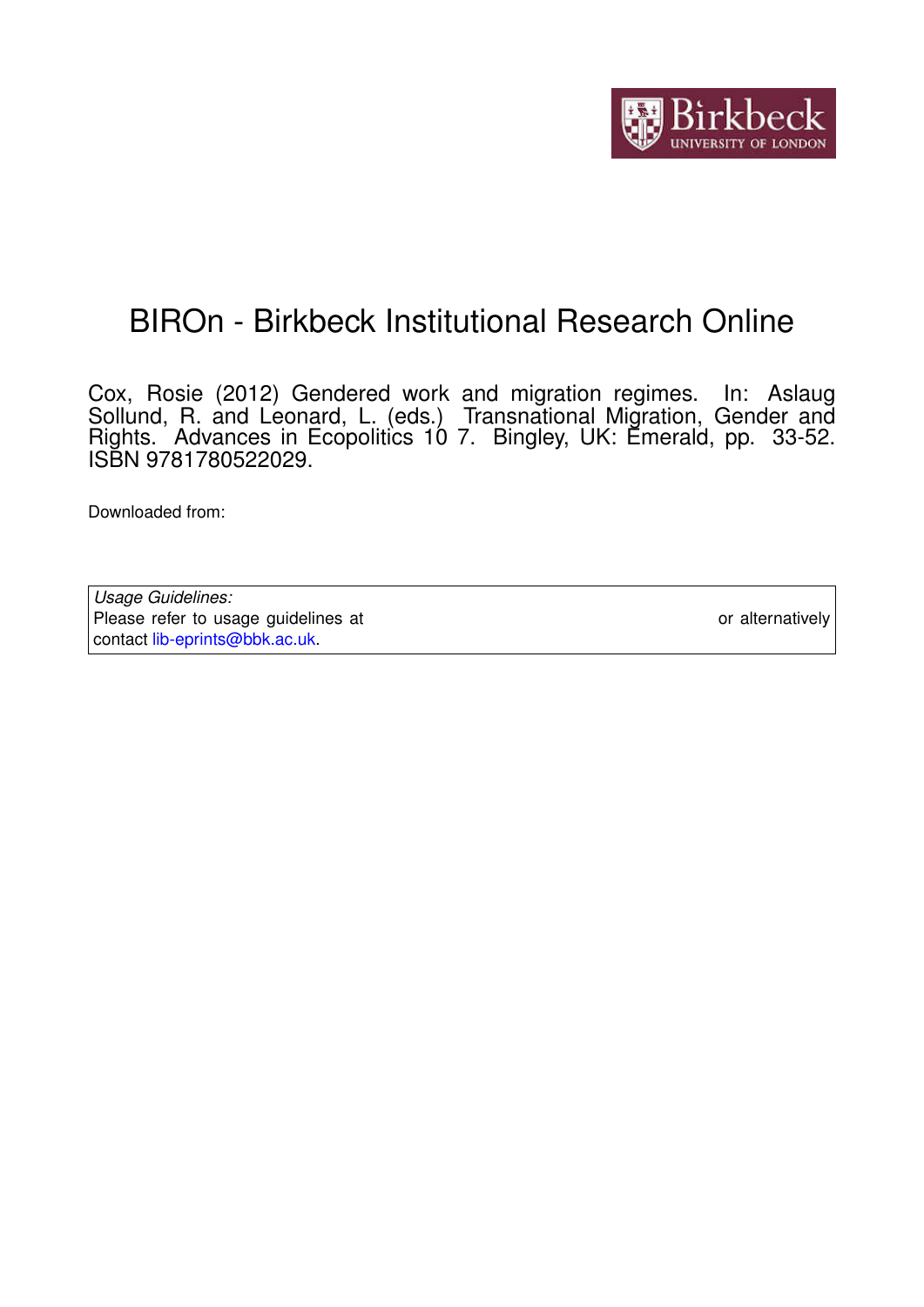# BIROn - Birkbeck Institutional Research Online

Cox, Rosie (2012) Gendered work and migration regimes. In: Aslaug Sollund, R. and Leonard, L. (eds.) Transnational Migration, Gender and Rights. Advances in Ecopolitics 10 7. Bingley, UK: Emerald, pp. 33-52. ISBN 9781780522029.

Downloaded from:

*Usage Guidelines:*
Please refer to usage guidelines at or alternatively contact lib-eprints@bbk.ac.uk.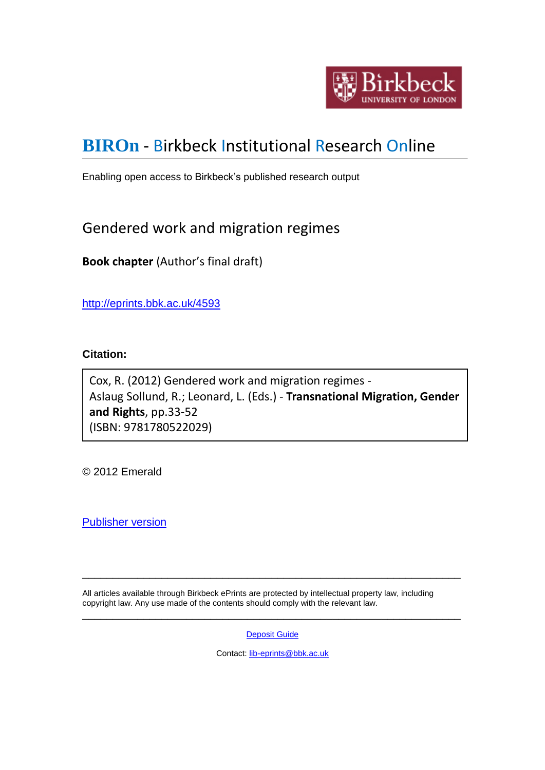Birkbeck UNIVERSITY OF LONDON

# BIROn - Birkbeck Institutional Research Online

Enabling open access to Birkbeck's published research output

## Gendered work and migration regimes

**Book chapter** (Author's final draft)

http://eprints.bbk.ac.uk/4593

**Citation:**

Cox, R. (2012) Gendered work and migration regimes - Aslaug Sollund, R.; Leonard, L. (Eds.) - **Transnational Migration, Gender and Rights**, pp.33-52 (ISBN: 9781780522029)

© 2012 Emerald

Publisher version

---

All articles available through Birkbeck ePrints are protected by intellectual property law, including copyright law. Any use made of the contents should comply with the relevant law.

---

Deposit Guide

Contact: lib-eprints@bbk.ac.uk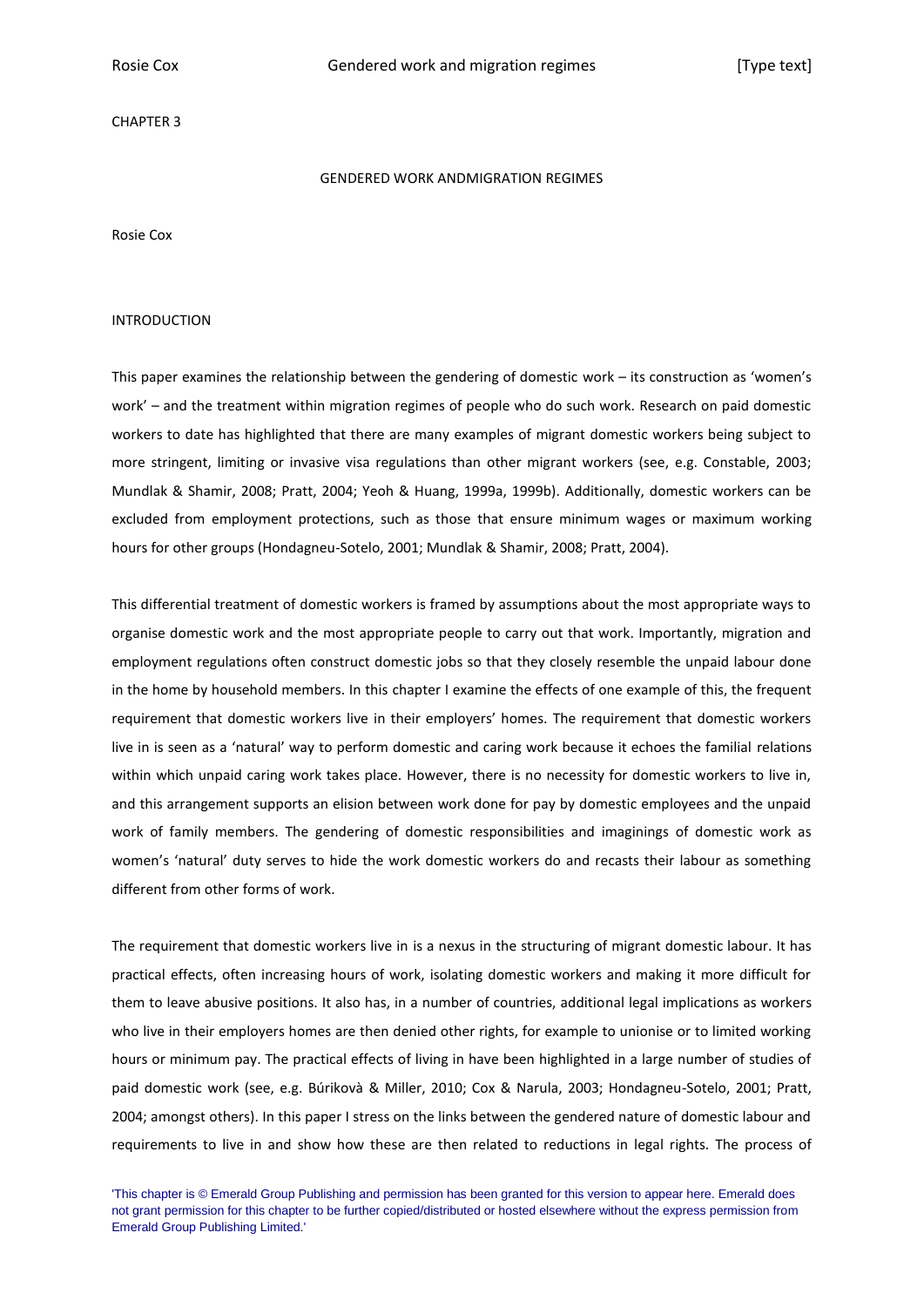CHAPTER 3

GENDERED WORK ANDMIGRATION REGIMES

Rosie Cox

## INTRODUCTION

This paper examines the relationship between the gendering of domestic work – its construction as 'women's work' – and the treatment within migration regimes of people who do such work. Research on paid domestic workers to date has highlighted that there are many examples of migrant domestic workers being subject to more stringent, limiting or invasive visa regulations than other migrant workers (see, e.g. Constable, 2003; Mundlak & Shamir, 2008; Pratt, 2004; Yeoh & Huang, 1999a, 1999b). Additionally, domestic workers can be excluded from employment protections, such as those that ensure minimum wages or maximum working hours for other groups (Hondagneu-Sotelo, 2001; Mundlak & Shamir, 2008; Pratt, 2004).

This differential treatment of domestic workers is framed by assumptions about the most appropriate ways to organise domestic work and the most appropriate people to carry out that work. Importantly, migration and employment regulations often construct domestic jobs so that they closely resemble the unpaid labour done in the home by household members. In this chapter I examine the effects of one example of this, the frequent requirement that domestic workers live in their employers' homes. The requirement that domestic workers live in is seen as a 'natural' way to perform domestic and caring work because it echoes the familial relations within which unpaid caring work takes place. However, there is no necessity for domestic workers to live in, and this arrangement supports an elision between work done for pay by domestic employees and the unpaid work of family members. The gendering of domestic responsibilities and imaginings of domestic work as women's 'natural' duty serves to hide the work domestic workers do and recasts their labour as something different from other forms of work.

The requirement that domestic workers live in is a nexus in the structuring of migrant domestic labour. It has practical effects, often increasing hours of work, isolating domestic workers and making it more difficult for them to leave abusive positions. It also has, in a number of countries, additional legal implications as workers who live in their employers homes are then denied other rights, for example to unionise or to limited working hours or minimum pay. The practical effects of living in have been highlighted in a large number of studies of paid domestic work (see, e.g. Búrikovà & Miller, 2010; Cox & Narula, 2003; Hondagneu-Sotelo, 2001; Pratt, 2004; amongst others). In this paper I stress on the links between the gendered nature of domestic labour and requirements to live in and show how these are then related to reductions in legal rights. The process of

'This chapter is © Emerald Group Publishing and permission has been granted for this version to appear here. Emerald does not grant permission for this chapter to be further copied/distributed or hosted elsewhere without the express permission from Emerald Group Publishing Limited.'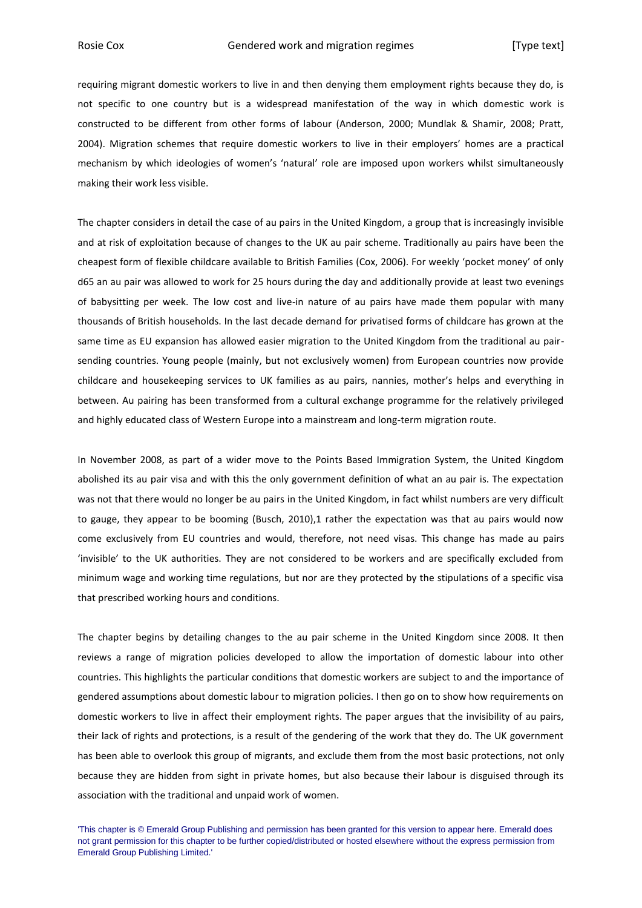requiring migrant domestic workers to live in and then denying them employment rights because they do, is not specific to one country but is a widespread manifestation of the way in which domestic work is constructed to be different from other forms of labour (Anderson, 2000; Mundlak & Shamir, 2008; Pratt, 2004). Migration schemes that require domestic workers to live in their employers' homes are a practical mechanism by which ideologies of women's 'natural' role are imposed upon workers whilst simultaneously making their work less visible.

The chapter considers in detail the case of au pairs in the United Kingdom, a group that is increasingly invisible and at risk of exploitation because of changes to the UK au pair scheme. Traditionally au pairs have been the cheapest form of flexible childcare available to British Families (Cox, 2006). For weekly 'pocket money' of only d65 an au pair was allowed to work for 25 hours during the day and additionally provide at least two evenings of babysitting per week. The low cost and live-in nature of au pairs have made them popular with many thousands of British households. In the last decade demand for privatised forms of childcare has grown at the same time as EU expansion has allowed easier migration to the United Kingdom from the traditional au pair-sending countries. Young people (mainly, but not exclusively women) from European countries now provide childcare and housekeeping services to UK families as au pairs, nannies, mother's helps and everything in between. Au pairing has been transformed from a cultural exchange programme for the relatively privileged and highly educated class of Western Europe into a mainstream and long-term migration route.

In November 2008, as part of a wider move to the Points Based Immigration System, the United Kingdom abolished its au pair visa and with this the only government definition of what an au pair is. The expectation was not that there would no longer be au pairs in the United Kingdom, in fact whilst numbers are very difficult to gauge, they appear to be booming (Busch, 2010),[1] rather the expectation was that au pairs would now come exclusively from EU countries and would, therefore, not need visas. This change has made au pairs 'invisible' to the UK authorities. They are not considered to be workers and are specifically excluded from minimum wage and working time regulations, but nor are they protected by the stipulations of a specific visa that prescribed working hours and conditions.

The chapter begins by detailing changes to the au pair scheme in the United Kingdom since 2008. It then reviews a range of migration policies developed to allow the importation of domestic labour into other countries. This highlights the particular conditions that domestic workers are subject to and the importance of gendered assumptions about domestic labour to migration policies. I then go on to show how requirements on domestic workers to live in affect their employment rights. The paper argues that the invisibility of au pairs, their lack of rights and protections, is a result of the gendering of the work that they do. The UK government has been able to overlook this group of migrants, and exclude them from the most basic protections, not only because they are hidden from sight in private homes, but also because their labour is disguised through its association with the traditional and unpaid work of women.

'This chapter is © Emerald Group Publishing and permission has been granted for this version to appear here. Emerald does not grant permission for this chapter to be further copied/distributed or hosted elsewhere without the express permission from Emerald Group Publishing Limited.'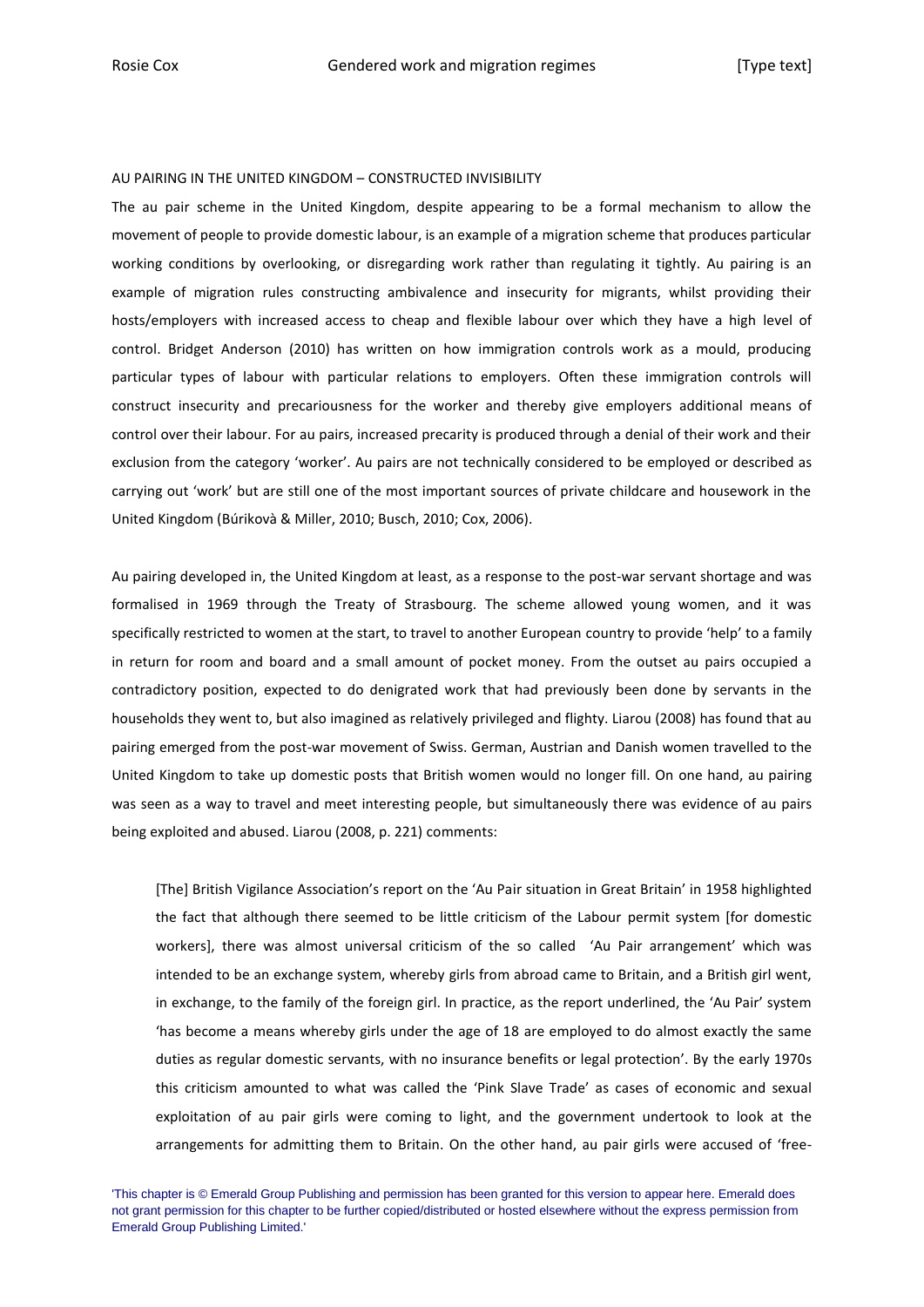AU PAIRING IN THE UNITED KINGDOM – CONSTRUCTED INVISIBILITY

The au pair scheme in the United Kingdom, despite appearing to be a formal mechanism to allow the movement of people to provide domestic labour, is an example of a migration scheme that produces particular working conditions by overlooking, or disregarding work rather than regulating it tightly. Au pairing is an example of migration rules constructing ambivalence and insecurity for migrants, whilst providing their hosts/employers with increased access to cheap and flexible labour over which they have a high level of control. Bridget Anderson (2010) has written on how immigration controls work as a mould, producing particular types of labour with particular relations to employers. Often these immigration controls will construct insecurity and precariousness for the worker and thereby give employers additional means of control over their labour. For au pairs, increased precarity is produced through a denial of their work and their exclusion from the category 'worker'. Au pairs are not technically considered to be employed or described as carrying out 'work' but are still one of the most important sources of private childcare and housework in the United Kingdom (Búrikovà & Miller, 2010; Busch, 2010; Cox, 2006).

Au pairing developed in, the United Kingdom at least, as a response to the post-war servant shortage and was formalised in 1969 through the Treaty of Strasbourg. The scheme allowed young women, and it was specifically restricted to women at the start, to travel to another European country to provide 'help' to a family in return for room and board and a small amount of pocket money. From the outset au pairs occupied a contradictory position, expected to do denigrated work that had previously been done by servants in the households they went to, but also imagined as relatively privileged and flighty. Liarou (2008) has found that au pairing emerged from the post-war movement of Swiss. German, Austrian and Danish women travelled to the United Kingdom to take up domestic posts that British women would no longer fill. On one hand, au pairing was seen as a way to travel and meet interesting people, but simultaneously there was evidence of au pairs being exploited and abused. Liarou (2008, p. 221) comments:

> [The] British Vigilance Association's report on the 'Au Pair situation in Great Britain' in 1958 highlighted the fact that although there seemed to be little criticism of the Labour permit system [for domestic workers], there was almost universal criticism of the so called 'Au Pair arrangement' which was intended to be an exchange system, whereby girls from abroad came to Britain, and a British girl went, in exchange, to the family of the foreign girl. In practice, as the report underlined, the 'Au Pair' system 'has become a means whereby girls under the age of 18 are employed to do almost exactly the same duties as regular domestic servants, with no insurance benefits or legal protection'. By the early 1970s this criticism amounted to what was called the 'Pink Slave Trade' as cases of economic and sexual exploitation of au pair girls were coming to light, and the government undertook to look at the arrangements for admitting them to Britain. On the other hand, au pair girls were accused of 'free-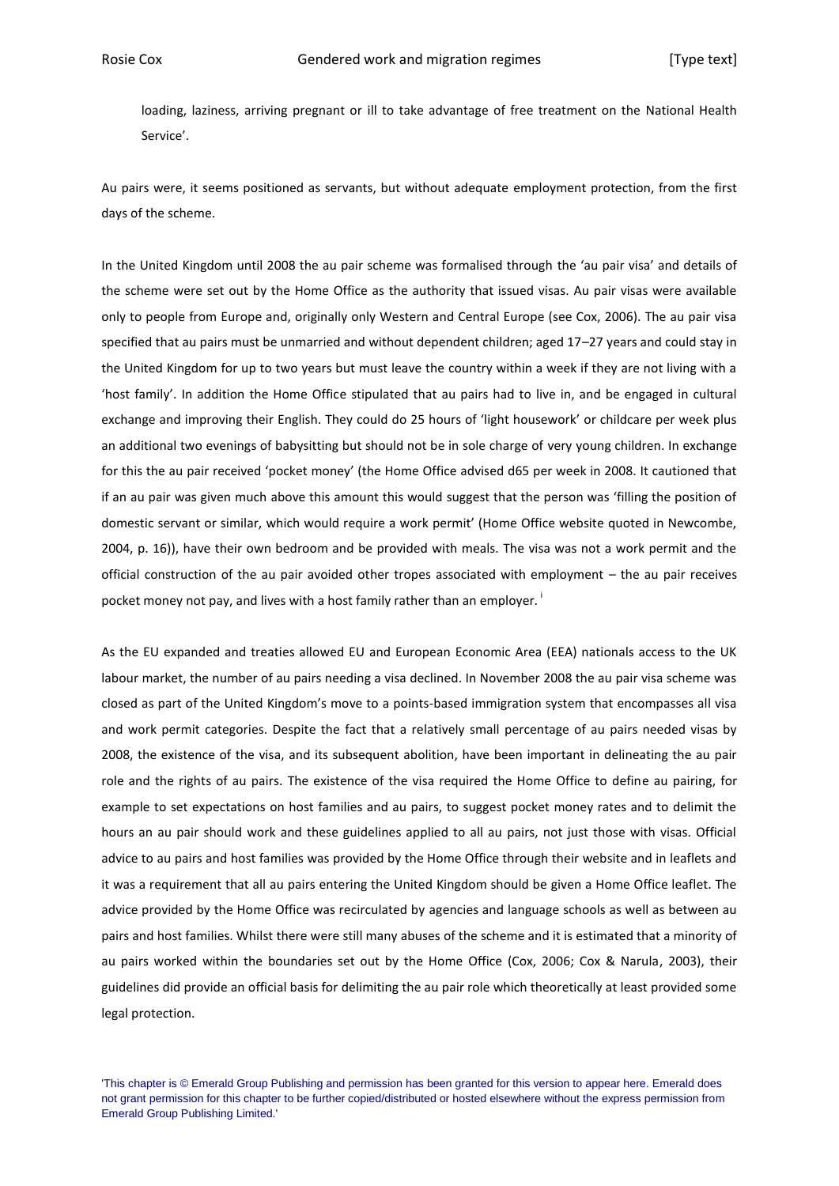loading, laziness, arriving pregnant or ill to take advantage of free treatment on the National Health Service'.

Au pairs were, it seems positioned as servants, but without adequate employment protection, from the first days of the scheme.

In the United Kingdom until 2008 the au pair scheme was formalised through the 'au pair visa' and details of the scheme were set out by the Home Office as the authority that issued visas. Au pair visas were available only to people from Europe and, originally only Western and Central Europe (see Cox, 2006). The au pair visa specified that au pairs must be unmarried and without dependent children; aged 17–27 years and could stay in the United Kingdom for up to two years but must leave the country within a week if they are not living with a 'host family'. In addition the Home Office stipulated that au pairs had to live in, and be engaged in cultural exchange and improving their English. They could do 25 hours of 'light housework' or childcare per week plus an additional two evenings of babysitting but should not be in sole charge of very young children. In exchange for this the au pair received 'pocket money' (the Home Office advised d65 per week in 2008. It cautioned that if an au pair was given much above this amount this would suggest that the person was 'filling the position of domestic servant or similar, which would require a work permit' (Home Office website quoted in Newcombe, 2004, p. 16)), have their own bedroom and be provided with meals. The visa was not a work permit and the official construction of the au pair avoided other tropes associated with employment – the au pair receives pocket money not pay, and lives with a host family rather than an employer. [i]

As the EU expanded and treaties allowed EU and European Economic Area (EEA) nationals access to the UK labour market, the number of au pairs needing a visa declined. In November 2008 the au pair visa scheme was closed as part of the United Kingdom's move to a points-based immigration system that encompasses all visa and work permit categories. Despite the fact that a relatively small percentage of au pairs needed visas by 2008, the existence of the visa, and its subsequent abolition, have been important in delineating the au pair role and the rights of au pairs. The existence of the visa required the Home Office to define au pairing, for example to set expectations on host families and au pairs, to suggest pocket money rates and to delimit the hours an au pair should work and these guidelines applied to all au pairs, not just those with visas. Official advice to au pairs and host families was provided by the Home Office through their website and in leaflets and it was a requirement that all au pairs entering the United Kingdom should be given a Home Office leaflet. The advice provided by the Home Office was recirculated by agencies and language schools as well as between au pairs and host families. Whilst there were still many abuses of the scheme and it is estimated that a minority of au pairs worked within the boundaries set out by the Home Office (Cox, 2006; Cox & Narula, 2003), their guidelines did provide an official basis for delimiting the au pair role which theoretically at least provided some legal protection.

'This chapter is © Emerald Group Publishing and permission has been granted for this version to appear here. Emerald does not grant permission for this chapter to be further copied/distributed or hosted elsewhere without the express permission from Emerald Group Publishing Limited.'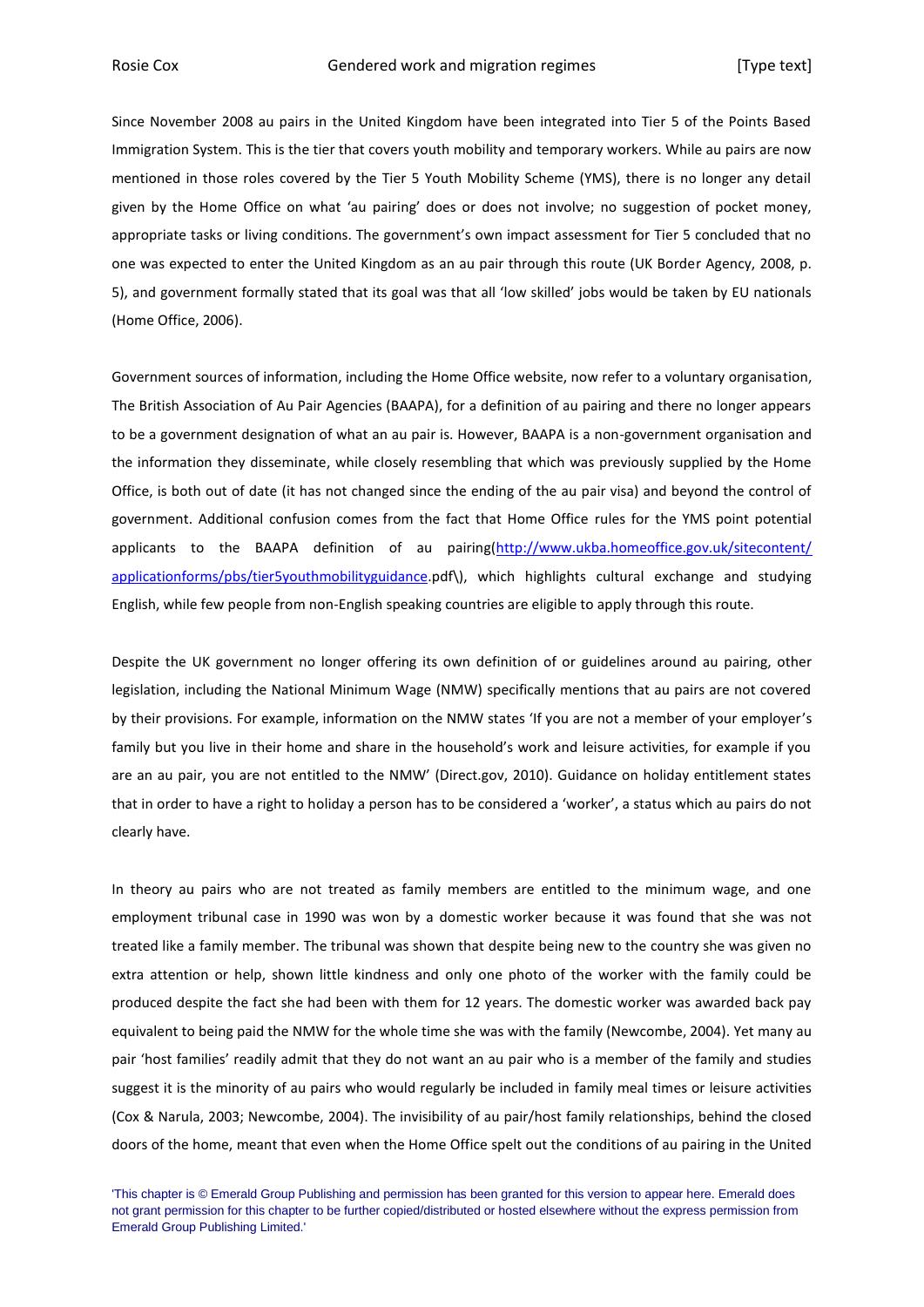Since November 2008 au pairs in the United Kingdom have been integrated into Tier 5 of the Points Based Immigration System. This is the tier that covers youth mobility and temporary workers. While au pairs are now mentioned in those roles covered by the Tier 5 Youth Mobility Scheme (YMS), there is no longer any detail given by the Home Office on what 'au pairing' does or does not involve; no suggestion of pocket money, appropriate tasks or living conditions. The government's own impact assessment for Tier 5 concluded that no one was expected to enter the United Kingdom as an au pair through this route (UK Border Agency, 2008, p. 5), and government formally stated that its goal was that all 'low skilled' jobs would be taken by EU nationals (Home Office, 2006).

Government sources of information, including the Home Office website, now refer to a voluntary organisation, The British Association of Au Pair Agencies (BAAPA), for a definition of au pairing and there no longer appears to be a government designation of what an au pair is. However, BAAPA is a non-government organisation and the information they disseminate, while closely resembling that which was previously supplied by the Home Office, is both out of date (it has not changed since the ending of the au pair visa) and beyond the control of government. Additional confusion comes from the fact that Home Office rules for the YMS point potential applicants to the BAAPA definition of au pairing(http://www.ukba.homeoffice.gov.uk/sitecontent/applicationforms/pbs/tier5youthmobilityguidance.pdf\), which highlights cultural exchange and studying English, while few people from non-English speaking countries are eligible to apply through this route.

Despite the UK government no longer offering its own definition of or guidelines around au pairing, other legislation, including the National Minimum Wage (NMW) specifically mentions that au pairs are not covered by their provisions. For example, information on the NMW states 'If you are not a member of your employer's family but you live in their home and share in the household's work and leisure activities, for example if you are an au pair, you are not entitled to the NMW' (Direct.gov, 2010). Guidance on holiday entitlement states that in order to have a right to holiday a person has to be considered a 'worker', a status which au pairs do not clearly have.

In theory au pairs who are not treated as family members are entitled to the minimum wage, and one employment tribunal case in 1990 was won by a domestic worker because it was found that she was not treated like a family member. The tribunal was shown that despite being new to the country she was given no extra attention or help, shown little kindness and only one photo of the worker with the family could be produced despite the fact she had been with them for 12 years. The domestic worker was awarded back pay equivalent to being paid the NMW for the whole time she was with the family (Newcombe, 2004). Yet many au pair 'host families' readily admit that they do not want an au pair who is a member of the family and studies suggest it is the minority of au pairs who would regularly be included in family meal times or leisure activities (Cox & Narula, 2003; Newcombe, 2004). The invisibility of au pair/host family relationships, behind the closed doors of the home, meant that even when the Home Office spelt out the conditions of au pairing in the United

'This chapter is © Emerald Group Publishing and permission has been granted for this version to appear here. Emerald does not grant permission for this chapter to be further copied/distributed or hosted elsewhere without the express permission from Emerald Group Publishing Limited.'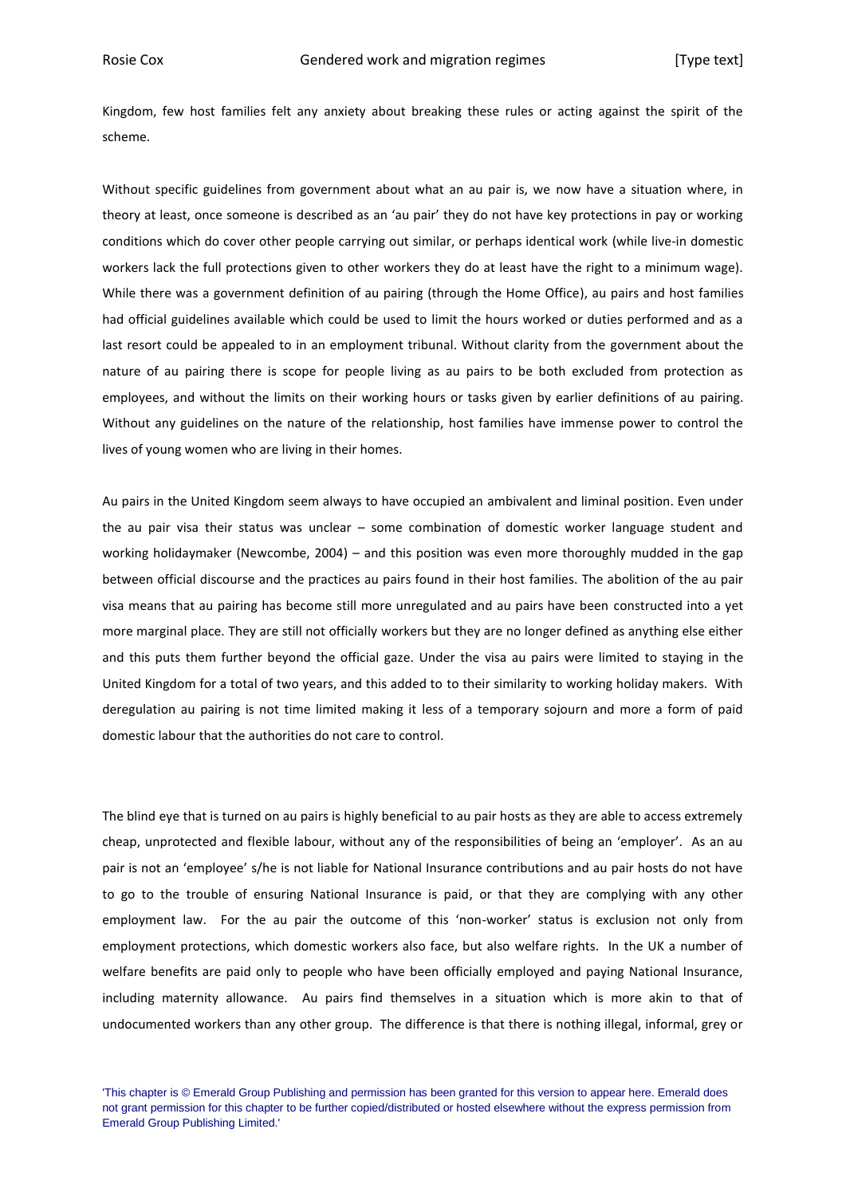Kingdom, few host families felt any anxiety about breaking these rules or acting against the spirit of the scheme.

Without specific guidelines from government about what an au pair is, we now have a situation where, in theory at least, once someone is described as an 'au pair' they do not have key protections in pay or working conditions which do cover other people carrying out similar, or perhaps identical work (while live-in domestic workers lack the full protections given to other workers they do at least have the right to a minimum wage). While there was a government definition of au pairing (through the Home Office), au pairs and host families had official guidelines available which could be used to limit the hours worked or duties performed and as a last resort could be appealed to in an employment tribunal. Without clarity from the government about the nature of au pairing there is scope for people living as au pairs to be both excluded from protection as employees, and without the limits on their working hours or tasks given by earlier definitions of au pairing. Without any guidelines on the nature of the relationship, host families have immense power to control the lives of young women who are living in their homes.

Au pairs in the United Kingdom seem always to have occupied an ambivalent and liminal position. Even under the au pair visa their status was unclear – some combination of domestic worker language student and working holidaymaker (Newcombe, 2004) – and this position was even more thoroughly mudded in the gap between official discourse and the practices au pairs found in their host families. The abolition of the au pair visa means that au pairing has become still more unregulated and au pairs have been constructed into a yet more marginal place. They are still not officially workers but they are no longer defined as anything else either and this puts them further beyond the official gaze. Under the visa au pairs were limited to staying in the United Kingdom for a total of two years, and this added to to their similarity to working holiday makers. With deregulation au pairing is not time limited making it less of a temporary sojourn and more a form of paid domestic labour that the authorities do not care to control.

The blind eye that is turned on au pairs is highly beneficial to au pair hosts as they are able to access extremely cheap, unprotected and flexible labour, without any of the responsibilities of being an 'employer'. As an au pair is not an 'employee' s/he is not liable for National Insurance contributions and au pair hosts do not have to go to the trouble of ensuring National Insurance is paid, or that they are complying with any other employment law. For the au pair the outcome of this 'non-worker' status is exclusion not only from employment protections, which domestic workers also face, but also welfare rights. In the UK a number of welfare benefits are paid only to people who have been officially employed and paying National Insurance, including maternity allowance. Au pairs find themselves in a situation which is more akin to that of undocumented workers than any other group. The difference is that there is nothing illegal, informal, grey or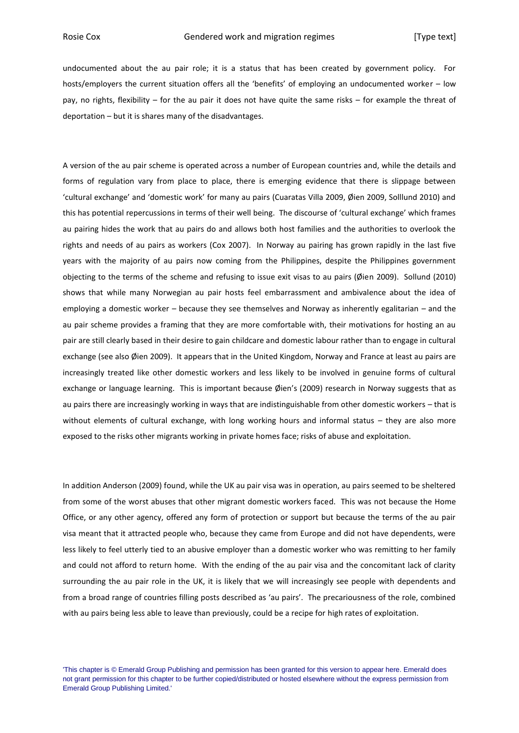undocumented about the au pair role; it is a status that has been created by government policy. For hosts/employers the current situation offers all the 'benefits' of employing an undocumented worker – low pay, no rights, flexibility – for the au pair it does not have quite the same risks – for example the threat of deportation – but it is shares many of the disadvantages.

A version of the au pair scheme is operated across a number of European countries and, while the details and forms of regulation vary from place to place, there is emerging evidence that there is slippage between 'cultural exchange' and 'domestic work' for many au pairs (Cuaratas Villa 2009, Øien 2009, Solllund 2010) and this has potential repercussions in terms of their well being. The discourse of 'cultural exchange' which frames au pairing hides the work that au pairs do and allows both host families and the authorities to overlook the rights and needs of au pairs as workers (Cox 2007). In Norway au pairing has grown rapidly in the last five years with the majority of au pairs now coming from the Philippines, despite the Philippines government objecting to the terms of the scheme and refusing to issue exit visas to au pairs (Øien 2009). Sollund (2010) shows that while many Norwegian au pair hosts feel embarrassment and ambivalence about the idea of employing a domestic worker – because they see themselves and Norway as inherently egalitarian – and the au pair scheme provides a framing that they are more comfortable with, their motivations for hosting an au pair are still clearly based in their desire to gain childcare and domestic labour rather than to engage in cultural exchange (see also Øien 2009). It appears that in the United Kingdom, Norway and France at least au pairs are increasingly treated like other domestic workers and less likely to be involved in genuine forms of cultural exchange or language learning. This is important because Øien's (2009) research in Norway suggests that as au pairs there are increasingly working in ways that are indistinguishable from other domestic workers – that is without elements of cultural exchange, with long working hours and informal status – they are also more exposed to the risks other migrants working in private homes face; risks of abuse and exploitation.

In addition Anderson (2009) found, while the UK au pair visa was in operation, au pairs seemed to be sheltered from some of the worst abuses that other migrant domestic workers faced. This was not because the Home Office, or any other agency, offered any form of protection or support but because the terms of the au pair visa meant that it attracted people who, because they came from Europe and did not have dependents, were less likely to feel utterly tied to an abusive employer than a domestic worker who was remitting to her family and could not afford to return home. With the ending of the au pair visa and the concomitant lack of clarity surrounding the au pair role in the UK, it is likely that we will increasingly see people with dependents and from a broad range of countries filling posts described as 'au pairs'. The precariousness of the role, combined with au pairs being less able to leave than previously, could be a recipe for high rates of exploitation.

'This chapter is © Emerald Group Publishing and permission has been granted for this version to appear here. Emerald does not grant permission for this chapter to be further copied/distributed or hosted elsewhere without the express permission from Emerald Group Publishing Limited.'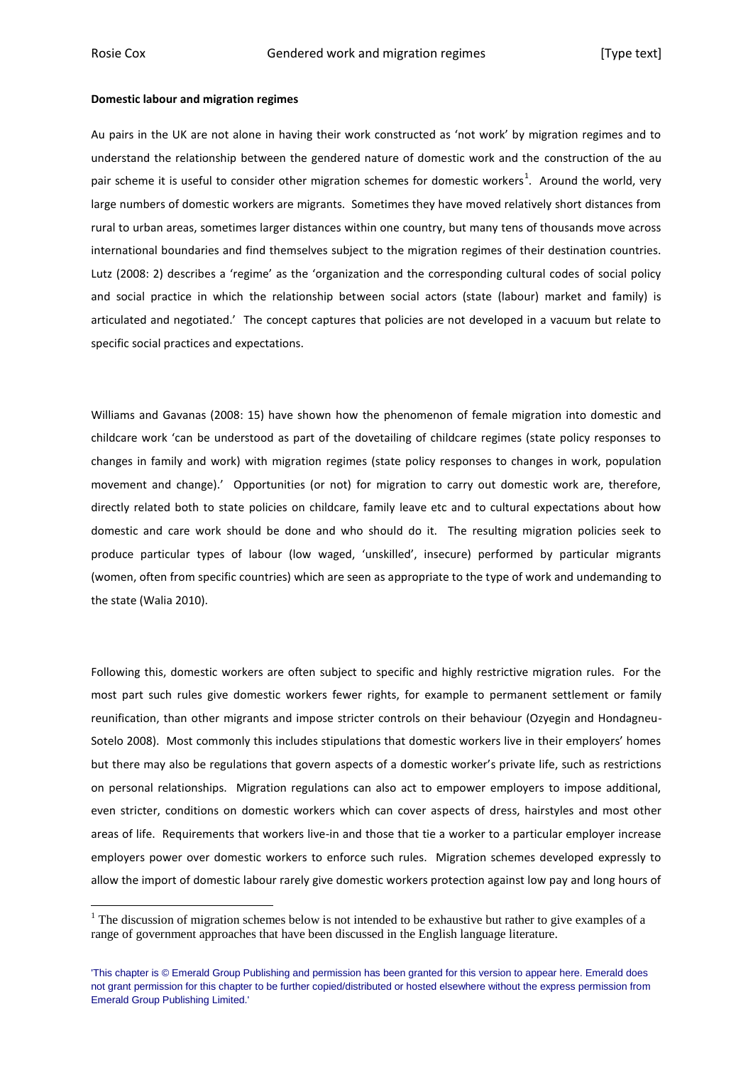**Domestic labour and migration regimes**

Au pairs in the UK are not alone in having their work constructed as 'not work' by migration regimes and to understand the relationship between the gendered nature of domestic work and the construction of the au pair scheme it is useful to consider other migration schemes for domestic workers[1]. Around the world, very large numbers of domestic workers are migrants. Sometimes they have moved relatively short distances from rural to urban areas, sometimes larger distances within one country, but many tens of thousands move across international boundaries and find themselves subject to the migration regimes of their destination countries. Lutz (2008: 2) describes a 'regime' as the 'organization and the corresponding cultural codes of social policy and social practice in which the relationship between social actors (state (labour) market and family) is articulated and negotiated.' The concept captures that policies are not developed in a vacuum but relate to specific social practices and expectations.

Williams and Gavanas (2008: 15) have shown how the phenomenon of female migration into domestic and childcare work 'can be understood as part of the dovetailing of childcare regimes (state policy responses to changes in family and work) with migration regimes (state policy responses to changes in work, population movement and change).' Opportunities (or not) for migration to carry out domestic work are, therefore, directly related both to state policies on childcare, family leave etc and to cultural expectations about how domestic and care work should be done and who should do it. The resulting migration policies seek to produce particular types of labour (low waged, 'unskilled', insecure) performed by particular migrants (women, often from specific countries) which are seen as appropriate to the type of work and undemanding to the state (Walia 2010).

Following this, domestic workers are often subject to specific and highly restrictive migration rules. For the most part such rules give domestic workers fewer rights, for example to permanent settlement or family reunification, than other migrants and impose stricter controls on their behaviour (Ozyegin and Hondagneu-Sotelo 2008). Most commonly this includes stipulations that domestic workers live in their employers' homes but there may also be regulations that govern aspects of a domestic worker's private life, such as restrictions on personal relationships. Migration regulations can also act to empower employers to impose additional, even stricter, conditions on domestic workers which can cover aspects of dress, hairstyles and most other areas of life. Requirements that workers live-in and those that tie a worker to a particular employer increase employers power over domestic workers to enforce such rules. Migration schemes developed expressly to allow the import of domestic labour rarely give domestic workers protection against low pay and long hours of

[1] The discussion of migration schemes below is not intended to be exhaustive but rather to give examples of a range of government approaches that have been discussed in the English language literature.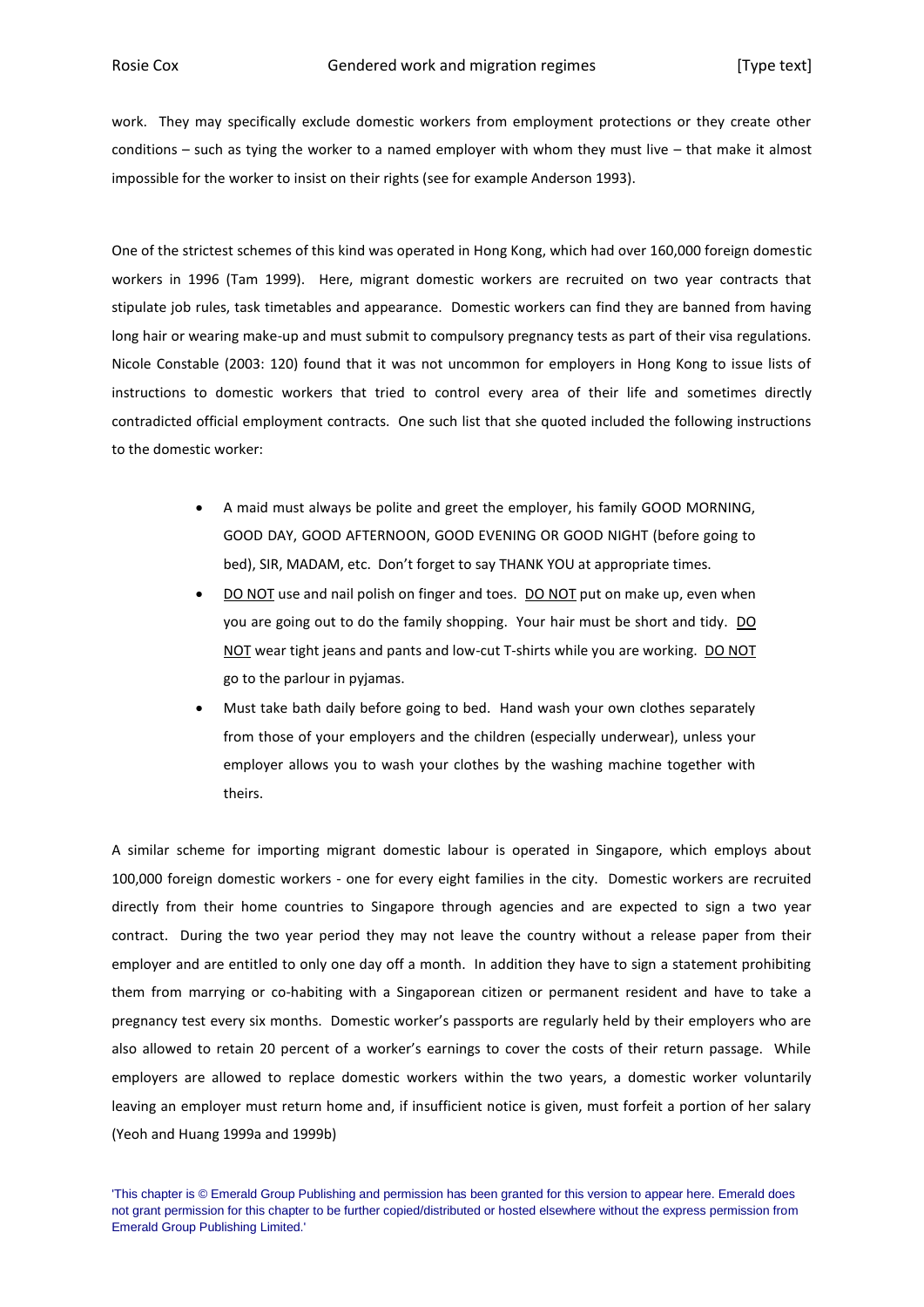work. They may specifically exclude domestic workers from employment protections or they create other conditions – such as tying the worker to a named employer with whom they must live – that make it almost impossible for the worker to insist on their rights (see for example Anderson 1993).

One of the strictest schemes of this kind was operated in Hong Kong, which had over 160,000 foreign domestic workers in 1996 (Tam 1999). Here, migrant domestic workers are recruited on two year contracts that stipulate job rules, task timetables and appearance. Domestic workers can find they are banned from having long hair or wearing make-up and must submit to compulsory pregnancy tests as part of their visa regulations. Nicole Constable (2003: 120) found that it was not uncommon for employers in Hong Kong to issue lists of instructions to domestic workers that tried to control every area of their life and sometimes directly contradicted official employment contracts. One such list that she quoted included the following instructions to the domestic worker:

- A maid must always be polite and greet the employer, his family GOOD MORNING, GOOD DAY, GOOD AFTERNOON, GOOD EVENING OR GOOD NIGHT (before going to bed), SIR, MADAM, etc. Don't forget to say THANK YOU at appropriate times.
- <u>DO NOT</u> use and nail polish on finger and toes. <u>DO NOT</u> put on make up, even when you are going out to do the family shopping. Your hair must be short and tidy. <u>DO NOT</u> wear tight jeans and pants and low-cut T-shirts while you are working. <u>DO NOT</u> go to the parlour in pyjamas.
- Must take bath daily before going to bed. Hand wash your own clothes separately from those of your employers and the children (especially underwear), unless your employer allows you to wash your clothes by the washing machine together with theirs.

A similar scheme for importing migrant domestic labour is operated in Singapore, which employs about 100,000 foreign domestic workers - one for every eight families in the city. Domestic workers are recruited directly from their home countries to Singapore through agencies and are expected to sign a two year contract. During the two year period they may not leave the country without a release paper from their employer and are entitled to only one day off a month. In addition they have to sign a statement prohibiting them from marrying or co-habiting with a Singaporean citizen or permanent resident and have to take a pregnancy test every six months. Domestic worker's passports are regularly held by their employers who are also allowed to retain 20 percent of a worker's earnings to cover the costs of their return passage. While employers are allowed to replace domestic workers within the two years, a domestic worker voluntarily leaving an employer must return home and, if insufficient notice is given, must forfeit a portion of her salary (Yeoh and Huang 1999a and 1999b)

'This chapter is © Emerald Group Publishing and permission has been granted for this version to appear here. Emerald does not grant permission for this chapter to be further copied/distributed or hosted elsewhere without the express permission from Emerald Group Publishing Limited.'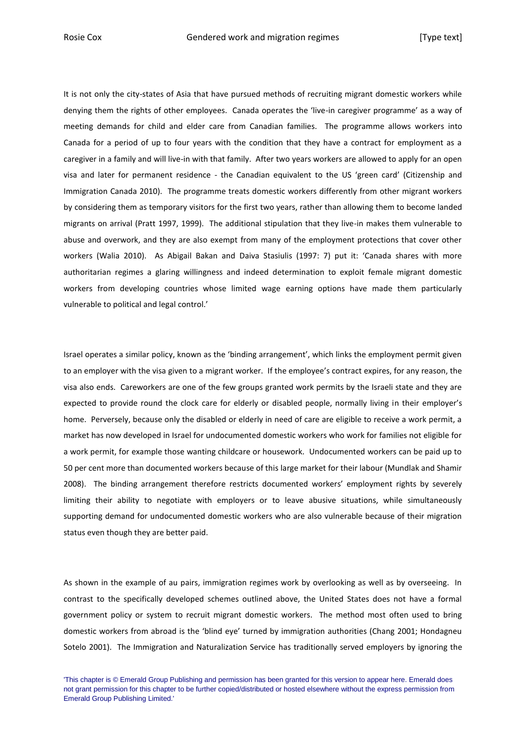It is not only the city-states of Asia that have pursued methods of recruiting migrant domestic workers while denying them the rights of other employees. Canada operates the 'live-in caregiver programme' as a way of meeting demands for child and elder care from Canadian families. The programme allows workers into Canada for a period of up to four years with the condition that they have a contract for employment as a caregiver in a family and will live-in with that family. After two years workers are allowed to apply for an open visa and later for permanent residence - the Canadian equivalent to the US 'green card' (Citizenship and Immigration Canada 2010). The programme treats domestic workers differently from other migrant workers by considering them as temporary visitors for the first two years, rather than allowing them to become landed migrants on arrival (Pratt 1997, 1999). The additional stipulation that they live-in makes them vulnerable to abuse and overwork, and they are also exempt from many of the employment protections that cover other workers (Walia 2010). As Abigail Bakan and Daiva Stasiulis (1997: 7) put it: 'Canada shares with more authoritarian regimes a glaring willingness and indeed determination to exploit female migrant domestic workers from developing countries whose limited wage earning options have made them particularly vulnerable to political and legal control.'

Israel operates a similar policy, known as the 'binding arrangement', which links the employment permit given to an employer with the visa given to a migrant worker. If the employee's contract expires, for any reason, the visa also ends. Careworkers are one of the few groups granted work permits by the Israeli state and they are expected to provide round the clock care for elderly or disabled people, normally living in their employer's home. Perversely, because only the disabled or elderly in need of care are eligible to receive a work permit, a market has now developed in Israel for undocumented domestic workers who work for families not eligible for a work permit, for example those wanting childcare or housework. Undocumented workers can be paid up to 50 per cent more than documented workers because of this large market for their labour (Mundlak and Shamir 2008). The binding arrangement therefore restricts documented workers' employment rights by severely limiting their ability to negotiate with employers or to leave abusive situations, while simultaneously supporting demand for undocumented domestic workers who are also vulnerable because of their migration status even though they are better paid.

As shown in the example of au pairs, immigration regimes work by overlooking as well as by overseeing. In contrast to the specifically developed schemes outlined above, the United States does not have a formal government policy or system to recruit migrant domestic workers. The method most often used to bring domestic workers from abroad is the 'blind eye' turned by immigration authorities (Chang 2001; Hondagneu Sotelo 2001). The Immigration and Naturalization Service has traditionally served employers by ignoring the

'This chapter is © Emerald Group Publishing and permission has been granted for this version to appear here. Emerald does not grant permission for this chapter to be further copied/distributed or hosted elsewhere without the express permission from Emerald Group Publishing Limited.'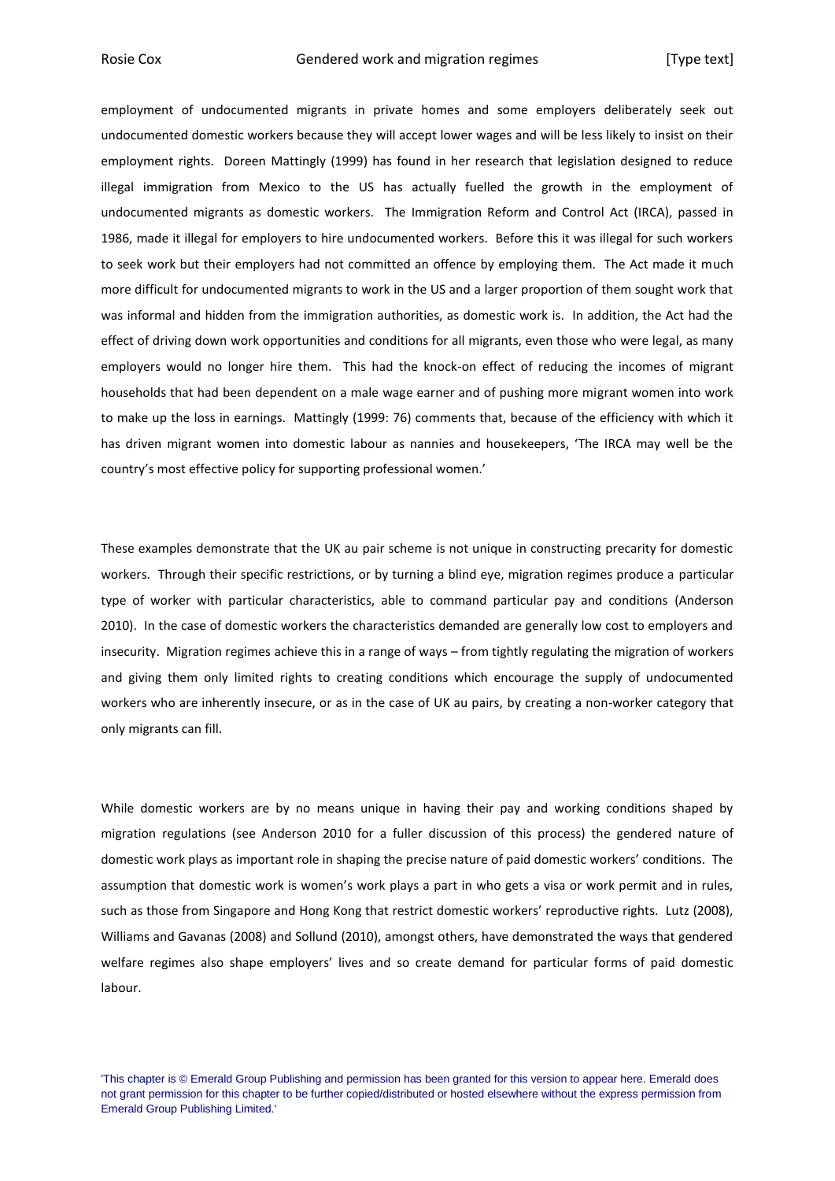employment of undocumented migrants in private homes and some employers deliberately seek out undocumented domestic workers because they will accept lower wages and will be less likely to insist on their employment rights. Doreen Mattingly (1999) has found in her research that legislation designed to reduce illegal immigration from Mexico to the US has actually fuelled the growth in the employment of undocumented migrants as domestic workers. The Immigration Reform and Control Act (IRCA), passed in 1986, made it illegal for employers to hire undocumented workers. Before this it was illegal for such workers to seek work but their employers had not committed an offence by employing them. The Act made it much more difficult for undocumented migrants to work in the US and a larger proportion of them sought work that was informal and hidden from the immigration authorities, as domestic work is. In addition, the Act had the effect of driving down work opportunities and conditions for all migrants, even those who were legal, as many employers would no longer hire them. This had the knock-on effect of reducing the incomes of migrant households that had been dependent on a male wage earner and of pushing more migrant women into work to make up the loss in earnings. Mattingly (1999: 76) comments that, because of the efficiency with which it has driven migrant women into domestic labour as nannies and housekeepers, 'The IRCA may well be the country's most effective policy for supporting professional women.'

These examples demonstrate that the UK au pair scheme is not unique in constructing precarity for domestic workers. Through their specific restrictions, or by turning a blind eye, migration regimes produce a particular type of worker with particular characteristics, able to command particular pay and conditions (Anderson 2010). In the case of domestic workers the characteristics demanded are generally low cost to employers and insecurity. Migration regimes achieve this in a range of ways – from tightly regulating the migration of workers and giving them only limited rights to creating conditions which encourage the supply of undocumented workers who are inherently insecure, or as in the case of UK au pairs, by creating a non-worker category that only migrants can fill.

While domestic workers are by no means unique in having their pay and working conditions shaped by migration regulations (see Anderson 2010 for a fuller discussion of this process) the gendered nature of domestic work plays as important role in shaping the precise nature of paid domestic workers' conditions. The assumption that domestic work is women's work plays a part in who gets a visa or work permit and in rules, such as those from Singapore and Hong Kong that restrict domestic workers' reproductive rights. Lutz (2008), Williams and Gavanas (2008) and Sollund (2010), amongst others, have demonstrated the ways that gendered welfare regimes also shape employers' lives and so create demand for particular forms of paid domestic labour.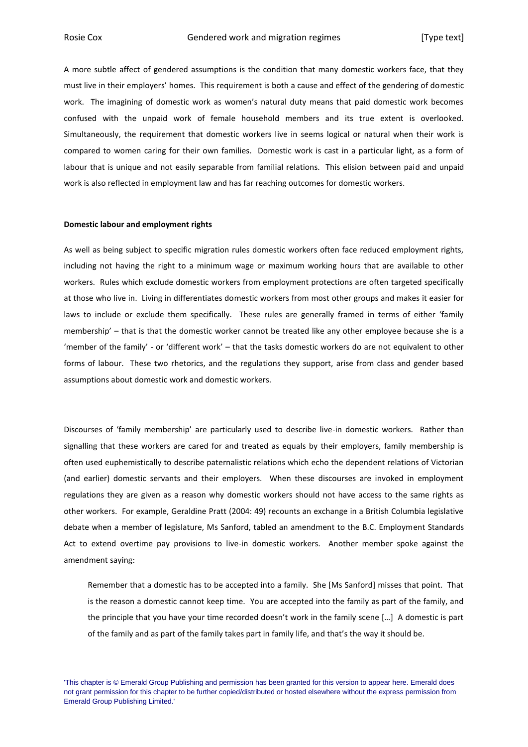A more subtle affect of gendered assumptions is the condition that many domestic workers face, that they must live in their employers' homes. This requirement is both a cause and effect of the gendering of domestic work. The imagining of domestic work as women's natural duty means that paid domestic work becomes confused with the unpaid work of female household members and its true extent is overlooked. Simultaneously, the requirement that domestic workers live in seems logical or natural when their work is compared to women caring for their own families. Domestic work is cast in a particular light, as a form of labour that is unique and not easily separable from familial relations. This elision between paid and unpaid work is also reflected in employment law and has far reaching outcomes for domestic workers.

**Domestic labour and employment rights**

As well as being subject to specific migration rules domestic workers often face reduced employment rights, including not having the right to a minimum wage or maximum working hours that are available to other workers. Rules which exclude domestic workers from employment protections are often targeted specifically at those who live in. Living in differentiates domestic workers from most other groups and makes it easier for laws to include or exclude them specifically. These rules are generally framed in terms of either 'family membership' – that is that the domestic worker cannot be treated like any other employee because she is a 'member of the family' - or 'different work' – that the tasks domestic workers do are not equivalent to other forms of labour. These two rhetorics, and the regulations they support, arise from class and gender based assumptions about domestic work and domestic workers.

Discourses of 'family membership' are particularly used to describe live-in domestic workers. Rather than signalling that these workers are cared for and treated as equals by their employers, family membership is often used euphemistically to describe paternalistic relations which echo the dependent relations of Victorian (and earlier) domestic servants and their employers. When these discourses are invoked in employment regulations they are given as a reason why domestic workers should not have access to the same rights as other workers. For example, Geraldine Pratt (2004: 49) recounts an exchange in a British Columbia legislative debate when a member of legislature, Ms Sanford, tabled an amendment to the B.C. Employment Standards Act to extend overtime pay provisions to live-in domestic workers. Another member spoke against the amendment saying:

> Remember that a domestic has to be accepted into a family. She [Ms Sanford] misses that point. That is the reason a domestic cannot keep time. You are accepted into the family as part of the family, and the principle that you have your time recorded doesn't work in the family scene […] A domestic is part of the family and as part of the family takes part in family life, and that's the way it should be.

'This chapter is © Emerald Group Publishing and permission has been granted for this version to appear here. Emerald does not grant permission for this chapter to be further copied/distributed or hosted elsewhere without the express permission from Emerald Group Publishing Limited.'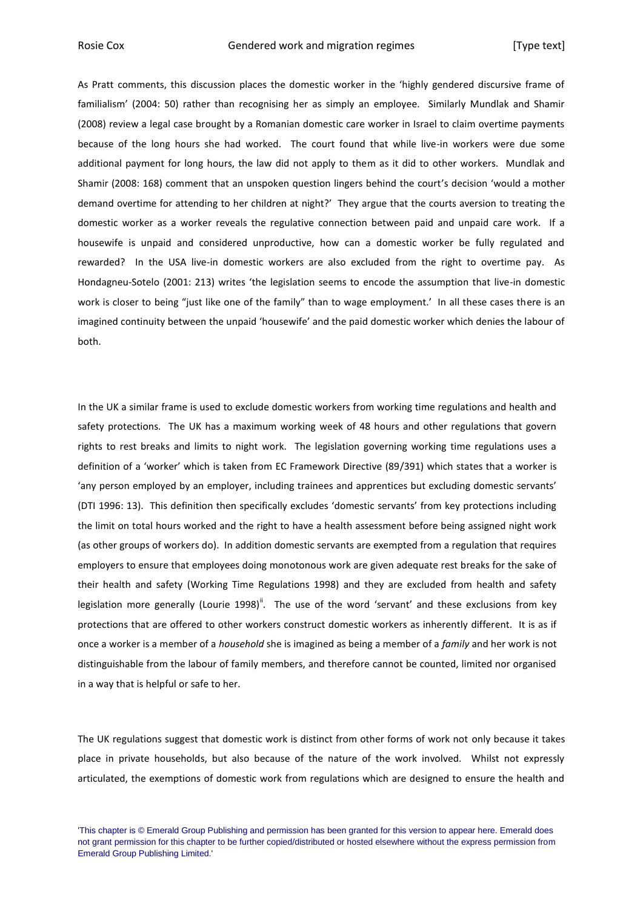As Pratt comments, this discussion places the domestic worker in the 'highly gendered discursive frame of familialism' (2004: 50) rather than recognising her as simply an employee. Similarly Mundlak and Shamir (2008) review a legal case brought by a Romanian domestic care worker in Israel to claim overtime payments because of the long hours she had worked. The court found that while live-in workers were due some additional payment for long hours, the law did not apply to them as it did to other workers. Mundlak and Shamir (2008: 168) comment that an unspoken question lingers behind the court's decision 'would a mother demand overtime for attending to her children at night?' They argue that the courts aversion to treating the domestic worker as a worker reveals the regulative connection between paid and unpaid care work. If a housewife is unpaid and considered unproductive, how can a domestic worker be fully regulated and rewarded? In the USA live-in domestic workers are also excluded from the right to overtime pay. As Hondagneu-Sotelo (2001: 213) writes 'the legislation seems to encode the assumption that live-in domestic work is closer to being "just like one of the family" than to wage employment.' In all these cases there is an imagined continuity between the unpaid 'housewife' and the paid domestic worker which denies the labour of both.

In the UK a similar frame is used to exclude domestic workers from working time regulations and health and safety protections. The UK has a maximum working week of 48 hours and other regulations that govern rights to rest breaks and limits to night work. The legislation governing working time regulations uses a definition of a 'worker' which is taken from EC Framework Directive (89/391) which states that a worker is 'any person employed by an employer, including trainees and apprentices but excluding domestic servants' (DTI 1996: 13). This definition then specifically excludes 'domestic servants' from key protections including the limit on total hours worked and the right to have a health assessment before being assigned night work (as other groups of workers do). In addition domestic servants are exempted from a regulation that requires employers to ensure that employees doing monotonous work are given adequate rest breaks for the sake of their health and safety (Working Time Regulations 1998) and they are excluded from health and safety legislation more generally (Lourie 1998)[ii]. The use of the word 'servant' and these exclusions from key protections that are offered to other workers construct domestic workers as inherently different. It is as if once a worker is a member of a *household* she is imagined as being a member of a *family* and her work is not distinguishable from the labour of family members, and therefore cannot be counted, limited nor organised in a way that is helpful or safe to her.

The UK regulations suggest that domestic work is distinct from other forms of work not only because it takes place in private households, but also because of the nature of the work involved. Whilst not expressly articulated, the exemptions of domestic work from regulations which are designed to ensure the health and

'This chapter is © Emerald Group Publishing and permission has been granted for this version to appear here. Emerald does not grant permission for this chapter to be further copied/distributed or hosted elsewhere without the express permission from Emerald Group Publishing Limited.'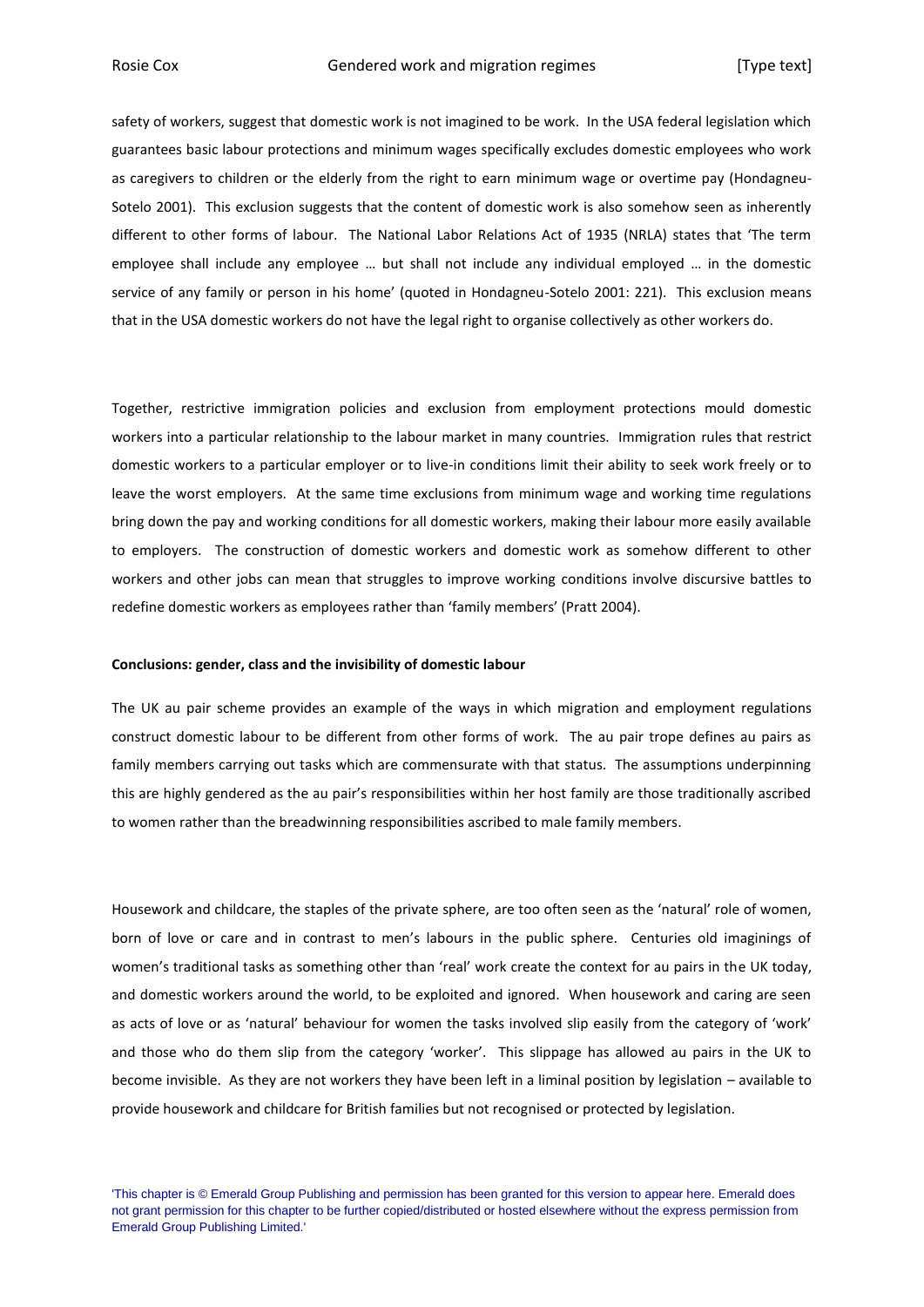safety of workers, suggest that domestic work is not imagined to be work. In the USA federal legislation which guarantees basic labour protections and minimum wages specifically excludes domestic employees who work as caregivers to children or the elderly from the right to earn minimum wage or overtime pay (Hondagneu-Sotelo 2001). This exclusion suggests that the content of domestic work is also somehow seen as inherently different to other forms of labour. The National Labor Relations Act of 1935 (NRLA) states that 'The term employee shall include any employee … but shall not include any individual employed … in the domestic service of any family or person in his home' (quoted in Hondagneu-Sotelo 2001: 221). This exclusion means that in the USA domestic workers do not have the legal right to organise collectively as other workers do.

Together, restrictive immigration policies and exclusion from employment protections mould domestic workers into a particular relationship to the labour market in many countries. Immigration rules that restrict domestic workers to a particular employer or to live-in conditions limit their ability to seek work freely or to leave the worst employers. At the same time exclusions from minimum wage and working time regulations bring down the pay and working conditions for all domestic workers, making their labour more easily available to employers. The construction of domestic workers and domestic work as somehow different to other workers and other jobs can mean that struggles to improve working conditions involve discursive battles to redefine domestic workers as employees rather than 'family members' (Pratt 2004).

**Conclusions: gender, class and the invisibility of domestic labour**

The UK au pair scheme provides an example of the ways in which migration and employment regulations construct domestic labour to be different from other forms of work. The au pair trope defines au pairs as family members carrying out tasks which are commensurate with that status. The assumptions underpinning this are highly gendered as the au pair's responsibilities within her host family are those traditionally ascribed to women rather than the breadwinning responsibilities ascribed to male family members.

Housework and childcare, the staples of the private sphere, are too often seen as the 'natural' role of women, born of love or care and in contrast to men's labours in the public sphere. Centuries old imaginings of women's traditional tasks as something other than 'real' work create the context for au pairs in the UK today, and domestic workers around the world, to be exploited and ignored. When housework and caring are seen as acts of love or as 'natural' behaviour for women the tasks involved slip easily from the category of 'work' and those who do them slip from the category 'worker'. This slippage has allowed au pairs in the UK to become invisible. As they are not workers they have been left in a liminal position by legislation – available to provide housework and childcare for British families but not recognised or protected by legislation.

'This chapter is © Emerald Group Publishing and permission has been granted for this version to appear here. Emerald does not grant permission for this chapter to be further copied/distributed or hosted elsewhere without the express permission from Emerald Group Publishing Limited.'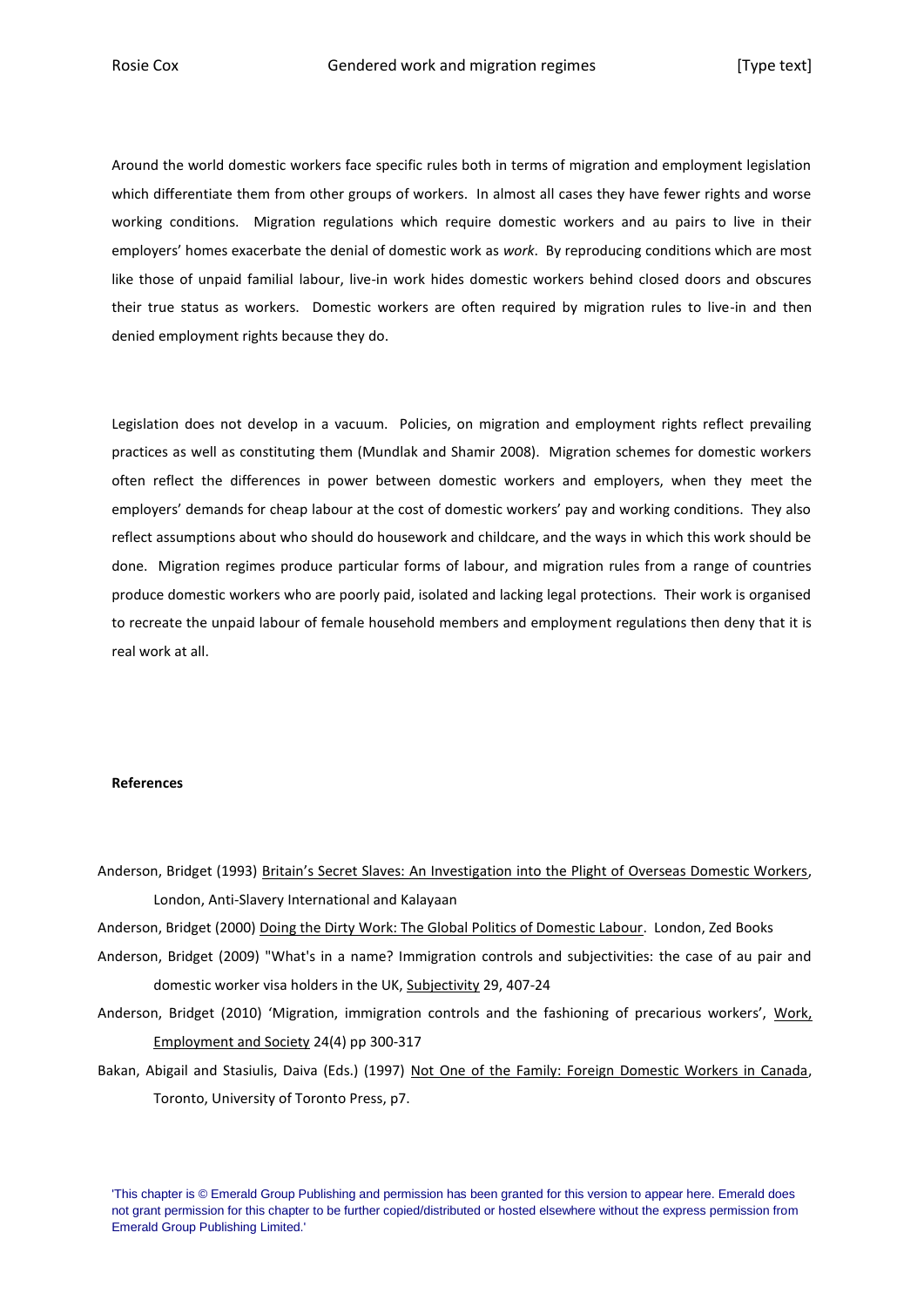Around the world domestic workers face specific rules both in terms of migration and employment legislation which differentiate them from other groups of workers. In almost all cases they have fewer rights and worse working conditions. Migration regulations which require domestic workers and au pairs to live in their employers' homes exacerbate the denial of domestic work as *work*. By reproducing conditions which are most like those of unpaid familial labour, live-in work hides domestic workers behind closed doors and obscures their true status as workers. Domestic workers are often required by migration rules to live-in and then denied employment rights because they do.

Legislation does not develop in a vacuum. Policies, on migration and employment rights reflect prevailing practices as well as constituting them (Mundlak and Shamir 2008). Migration schemes for domestic workers often reflect the differences in power between domestic workers and employers, when they meet the employers' demands for cheap labour at the cost of domestic workers' pay and working conditions. They also reflect assumptions about who should do housework and childcare, and the ways in which this work should be done. Migration regimes produce particular forms of labour, and migration rules from a range of countries produce domestic workers who are poorly paid, isolated and lacking legal protections. Their work is organised to recreate the unpaid labour of female household members and employment regulations then deny that it is real work at all.

**References**

Anderson, Bridget (1993) Britain's Secret Slaves: An Investigation into the Plight of Overseas Domestic Workers, London, Anti-Slavery International and Kalayaan

Anderson, Bridget (2000) Doing the Dirty Work: The Global Politics of Domestic Labour. London, Zed Books

Anderson, Bridget (2009) "What's in a name? Immigration controls and subjectivities: the case of au pair and domestic worker visa holders in the UK, Subjectivity 29, 407-24

Anderson, Bridget (2010) 'Migration, immigration controls and the fashioning of precarious workers', Work, Employment and Society 24(4) pp 300-317

Bakan, Abigail and Stasiulis, Daiva (Eds.) (1997) Not One of the Family: Foreign Domestic Workers in Canada, Toronto, University of Toronto Press, p7.

'This chapter is © Emerald Group Publishing and permission has been granted for this version to appear here. Emerald does not grant permission for this chapter to be further copied/distributed or hosted elsewhere without the express permission from Emerald Group Publishing Limited.'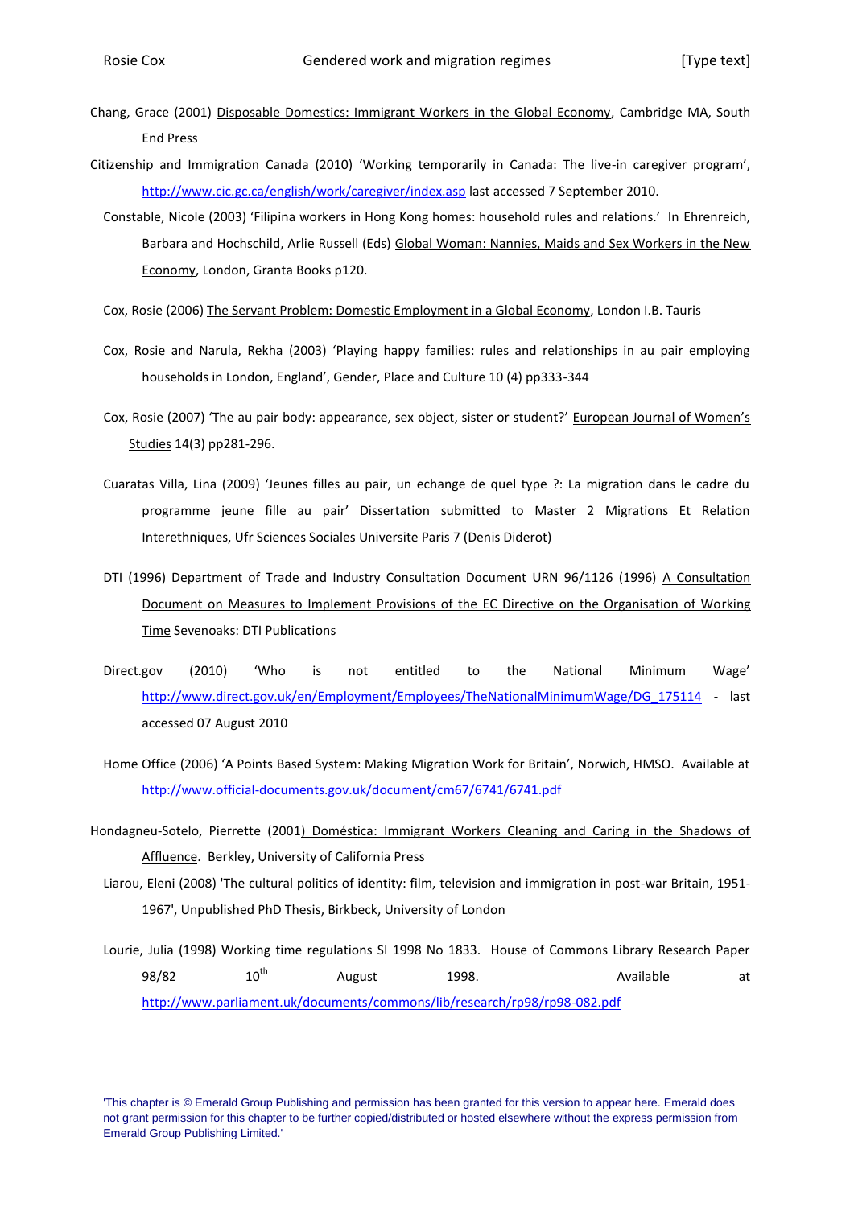Chang, Grace (2001) Disposable Domestics: Immigrant Workers in the Global Economy, Cambridge MA, South End Press

Citizenship and Immigration Canada (2010) 'Working temporarily in Canada: The live-in caregiver program', http://www.cic.gc.ca/english/work/caregiver/index.asp last accessed 7 September 2010.

Constable, Nicole (2003) 'Filipina workers in Hong Kong homes: household rules and relations.' In Ehrenreich, Barbara and Hochschild, Arlie Russell (Eds) Global Woman: Nannies, Maids and Sex Workers in the New Economy, London, Granta Books p120.

Cox, Rosie (2006) The Servant Problem: Domestic Employment in a Global Economy, London I.B. Tauris

Cox, Rosie and Narula, Rekha (2003) 'Playing happy families: rules and relationships in au pair employing households in London, England', Gender, Place and Culture 10 (4) pp333-344

Cox, Rosie (2007) 'The au pair body: appearance, sex object, sister or student?' European Journal of Women's Studies 14(3) pp281-296.

Cuaratas Villa, Lina (2009) 'Jeunes filles au pair, un echange de quel type ?: La migration dans le cadre du programme jeune fille au pair' Dissertation submitted to Master 2 Migrations Et Relation Interethniques, Ufr Sciences Sociales Universite Paris 7 (Denis Diderot)

DTI (1996) Department of Trade and Industry Consultation Document URN 96/1126 (1996) A Consultation Document on Measures to Implement Provisions of the EC Directive on the Organisation of Working Time Sevenoaks: DTI Publications

Direct.gov (2010) 'Who is not entitled to the National Minimum Wage' http://www.direct.gov.uk/en/Employment/Employees/TheNationalMinimumWage/DG_175114 - last accessed 07 August 2010

Home Office (2006) 'A Points Based System: Making Migration Work for Britain', Norwich, HMSO. Available at http://www.official-documents.gov.uk/document/cm67/6741/6741.pdf

Hondagneu-Sotelo, Pierrette (2001) Doméstica: Immigrant Workers Cleaning and Caring in the Shadows of Affluence. Berkley, University of California Press

Liarou, Eleni (2008) 'The cultural politics of identity: film, television and immigration in post-war Britain, 1951-1967', Unpublished PhD Thesis, Birkbeck, University of London

Lourie, Julia (1998) Working time regulations SI 1998 No 1833. House of Commons Library Research Paper 98/82 10th August 1998. Available at http://www.parliament.uk/documents/commons/lib/research/rp98/rp98-082.pdf

'This chapter is © Emerald Group Publishing and permission has been granted for this version to appear here. Emerald does not grant permission for this chapter to be further copied/distributed or hosted elsewhere without the express permission from Emerald Group Publishing Limited.'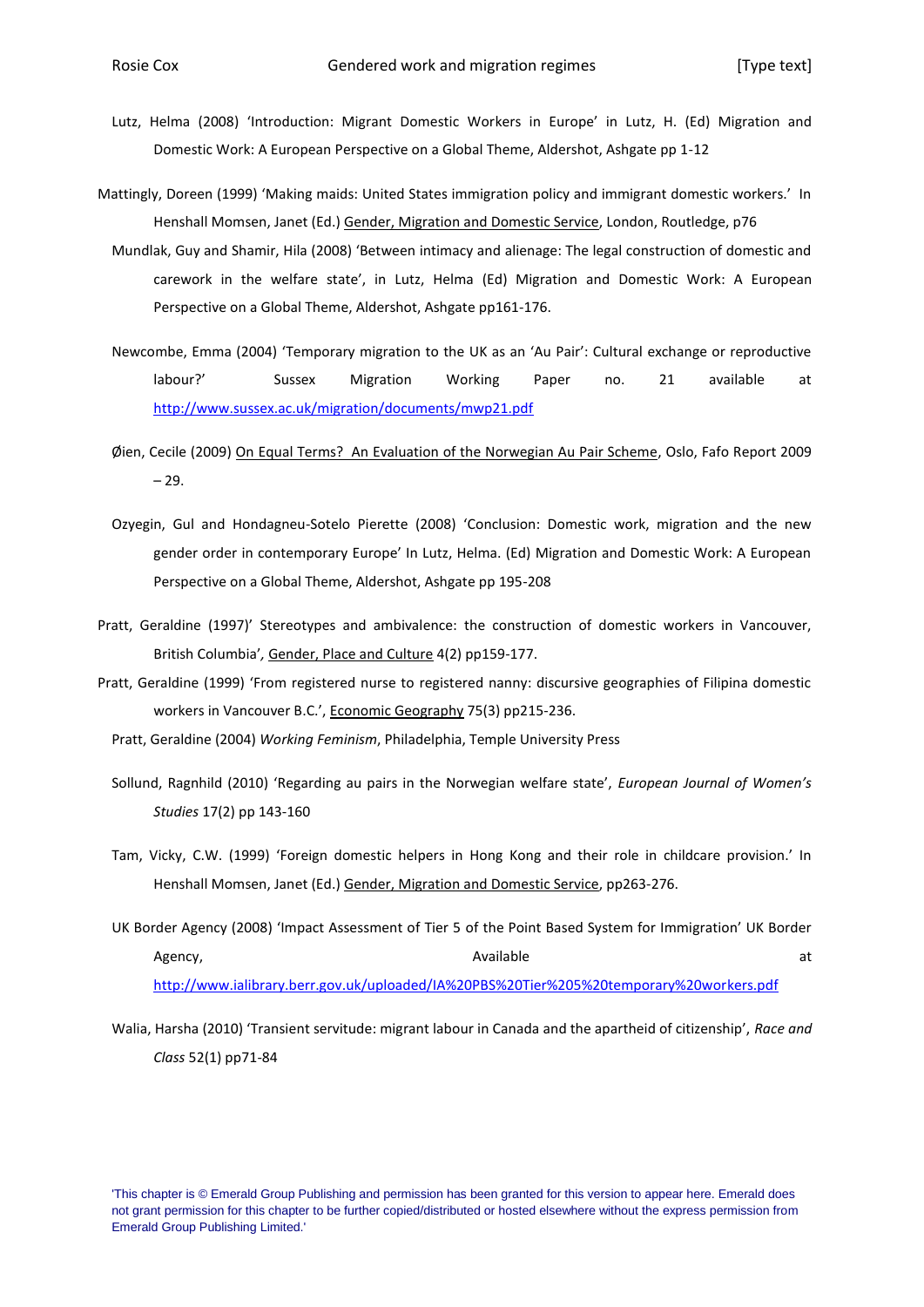Lutz, Helma (2008) 'Introduction: Migrant Domestic Workers in Europe' in Lutz, H. (Ed) Migration and Domestic Work: A European Perspective on a Global Theme, Aldershot, Ashgate pp 1-12

Mattingly, Doreen (1999) 'Making maids: United States immigration policy and immigrant domestic workers.' In Henshall Momsen, Janet (Ed.) Gender, Migration and Domestic Service, London, Routledge, p76

Mundlak, Guy and Shamir, Hila (2008) 'Between intimacy and alienage: The legal construction of domestic and carework in the welfare state', in Lutz, Helma (Ed) Migration and Domestic Work: A European Perspective on a Global Theme, Aldershot, Ashgate pp161-176.

Newcombe, Emma (2004) 'Temporary migration to the UK as an 'Au Pair': Cultural exchange or reproductive labour?' Sussex Migration Working Paper no. 21 available at http://www.sussex.ac.uk/migration/documents/mwp21.pdf

Øien, Cecile (2009) On Equal Terms? An Evaluation of the Norwegian Au Pair Scheme, Oslo, Fafo Report 2009 – 29.

Ozyegin, Gul and Hondagneu-Sotelo Pierette (2008) 'Conclusion: Domestic work, migration and the new gender order in contemporary Europe' In Lutz, Helma. (Ed) Migration and Domestic Work: A European Perspective on a Global Theme, Aldershot, Ashgate pp 195-208

Pratt, Geraldine (1997)' Stereotypes and ambivalence: the construction of domestic workers in Vancouver, British Columbia', Gender, Place and Culture 4(2) pp159-177.

Pratt, Geraldine (1999) 'From registered nurse to registered nanny: discursive geographies of Filipina domestic workers in Vancouver B.C.', Economic Geography 75(3) pp215-236.

Pratt, Geraldine (2004) *Working Feminism*, Philadelphia, Temple University Press

Sollund, Ragnhild (2010) 'Regarding au pairs in the Norwegian welfare state', *European Journal of Women's Studies* 17(2) pp 143-160

Tam, Vicky, C.W. (1999) 'Foreign domestic helpers in Hong Kong and their role in childcare provision.' In Henshall Momsen, Janet (Ed.) Gender, Migration and Domestic Service, pp263-276.

UK Border Agency (2008) 'Impact Assessment of Tier 5 of the Point Based System for Immigration' UK Border Agency, Available at http://www.ialibrary.berr.gov.uk/uploaded/IA%20PBS%20Tier%205%20temporary%20workers.pdf

Walia, Harsha (2010) 'Transient servitude: migrant labour in Canada and the apartheid of citizenship', *Race and Class* 52(1) pp71-84

'This chapter is © Emerald Group Publishing and permission has been granted for this version to appear here. Emerald does not grant permission for this chapter to be further copied/distributed or hosted elsewhere without the express permission from Emerald Group Publishing Limited.'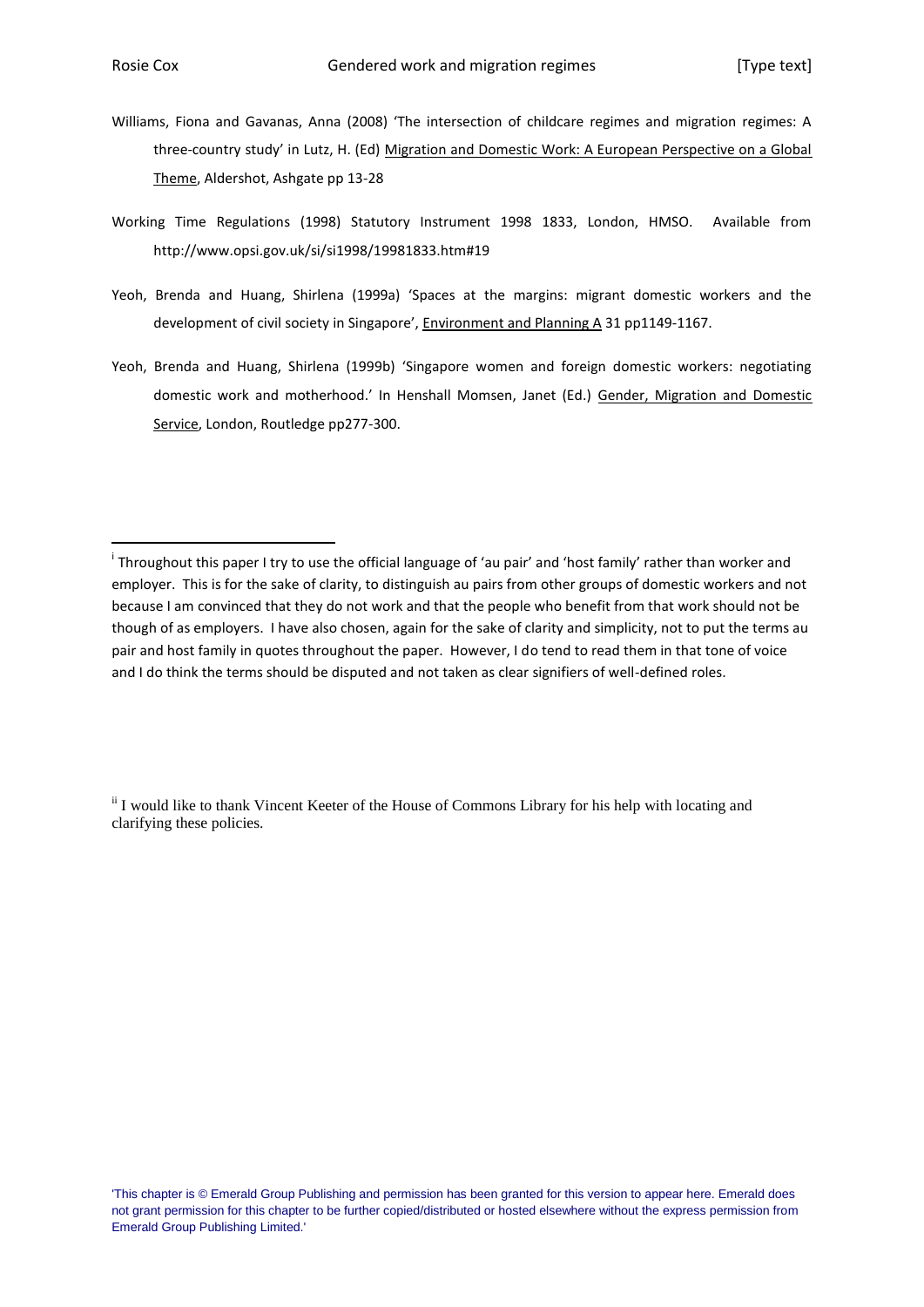Williams, Fiona and Gavanas, Anna (2008) 'The intersection of childcare regimes and migration regimes: A three-country study' in Lutz, H. (Ed) Migration and Domestic Work: A European Perspective on a Global Theme, Aldershot, Ashgate pp 13-28

Working Time Regulations (1998) Statutory Instrument 1998 1833, London, HMSO. Available from http://www.opsi.gov.uk/si/si1998/19981833.htm#19

Yeoh, Brenda and Huang, Shirlena (1999a) 'Spaces at the margins: migrant domestic workers and the development of civil society in Singapore', Environment and Planning A 31 pp1149-1167.

Yeoh, Brenda and Huang, Shirlena (1999b) 'Singapore women and foreign domestic workers: negotiating domestic work and motherhood.' In Henshall Momsen, Janet (Ed.) Gender, Migration and Domestic Service, London, Routledge pp277-300.

---

[i] Throughout this paper I try to use the official language of 'au pair' and 'host family' rather than worker and employer. This is for the sake of clarity, to distinguish au pairs from other groups of domestic workers and not because I am convinced that they do not work and that the people who benefit from that work should not be though of as employers. I have also chosen, again for the sake of clarity and simplicity, not to put the terms au pair and host family in quotes throughout the paper. However, I do tend to read them in that tone of voice and I do think the terms should be disputed and not taken as clear signifiers of well-defined roles.

[ii] I would like to thank Vincent Keeter of the House of Commons Library for his help with locating and clarifying these policies.

'This chapter is © Emerald Group Publishing and permission has been granted for this version to appear here. Emerald does not grant permission for this chapter to be further copied/distributed or hosted elsewhere without the express permission from Emerald Group Publishing Limited.'